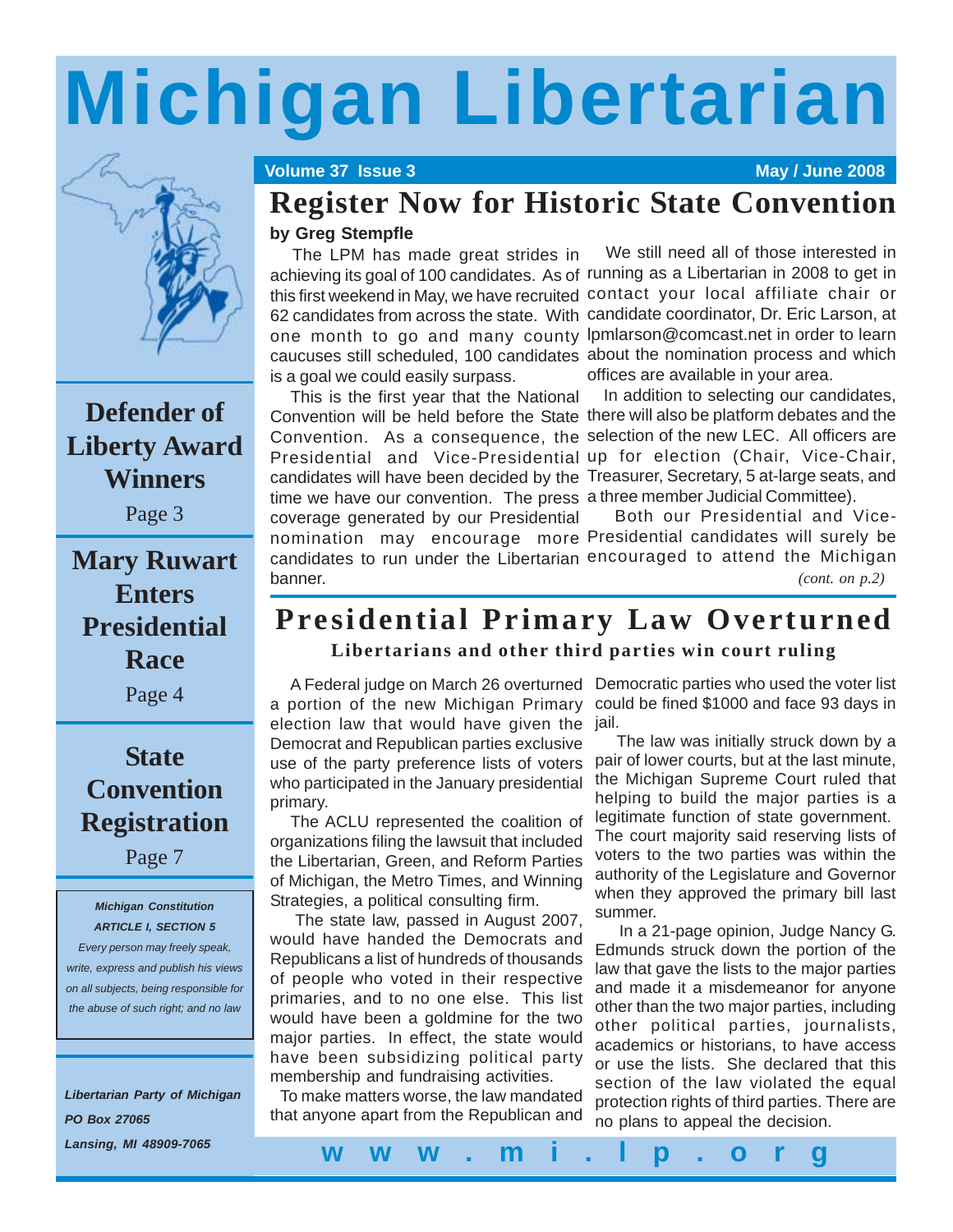# Michigan Libertarian

Volume 37 Issue 3 — May / June 2008

## Register Now for Historic State Convention

**by Greg Stempfle**

The LPM has made great strides in achieving its goal of 100 candidates. As of this first weekend in May, we have recruited 62 candidates from across the state. With one month to go and many county caucuses still scheduled, 100 candidates is a goal we could easily surpass.

This is the first year that the National Convention will be held before the State Convention. As a consequence, the Presidential and Vice-Presidential candidates will have been decided by the time we have our convention. The press coverage generated by our Presidential nomination may encourage more candidates to run under the Libertarian banner.

We still need all of those interested in running as a Libertarian in 2008 to get in contact your local affiliate chair or candidate coordinator, Dr. Eric Larson, at lpmlarson@comcast.net in order to learn about the nomination process and which offices are available in your area.

In addition to selecting our candidates, there will also be platform debates and the selection of the new LEC. All officers are up for election (Chair, Vice-Chair, Treasurer, Secretary, 5 at-large seats, and a three member Judicial Committee).

Both our Presidential and Vice-Presidential candidates will surely be encouraged to attend the Michigan

*(cont. on p.2)*

## Presidential Primary Law Overturned

**Libertarians and other third parties win court ruling**

A Federal judge on March 26 overturned a portion of the new Michigan Primary election law that would have given the Democrat and Republican parties exclusive use of the party preference lists of voters who participated in the January presidential primary.

The ACLU represented the coalition of organizations filing the lawsuit that included the Libertarian, Green, and Reform Parties of Michigan, the Metro Times, and Winning Strategies, a political consulting firm.

The state law, passed in August 2007, would have handed the Democrats and Republicans a list of hundreds of thousands of people who voted in their respective primaries, and to no one else. This list would have been a goldmine for the two major parties. In effect, the state would have been subsidizing political party membership and fundraising activities.

To make matters worse, the law mandated that anyone apart from the Republican and Democratic parties who used the voter list could be fined $1000 and face 93 days in jail.

The law was initially struck down by a pair of lower courts, but at the last minute, the Michigan Supreme Court ruled that helping to build the major parties is a legitimate function of state government. The court majority said reserving lists of voters to the two parties was within the authority of the Legislature and Governor when they approved the primary bill last summer.

In a 21-page opinion, Judge Nancy G. Edmunds struck down the portion of the law that gave the lists to the major parties and made it a misdemeanor for anyone other than the two major parties, including other political parties, journalists, academics or historians, to have access or use the lists. She declared that this section of the law violated the equal protection rights of third parties. There are no plans to appeal the decision.

---

**Defender of Liberty Award Winners**
Page 3

**Mary Ruwart Enters Presidential Race**
Page 4

**State Convention Registration**
Page 7

***Michigan Constitution***
***ARTICLE I, SECTION 5***
*Every person may freely speak, write, express and publish his views on all subjects, being responsible for the abuse of such right; and no law*

***Libertarian Party of Michigan***
***PO Box 27065***
***Lansing, MI 48909-7065***

**www.mi.lp.org**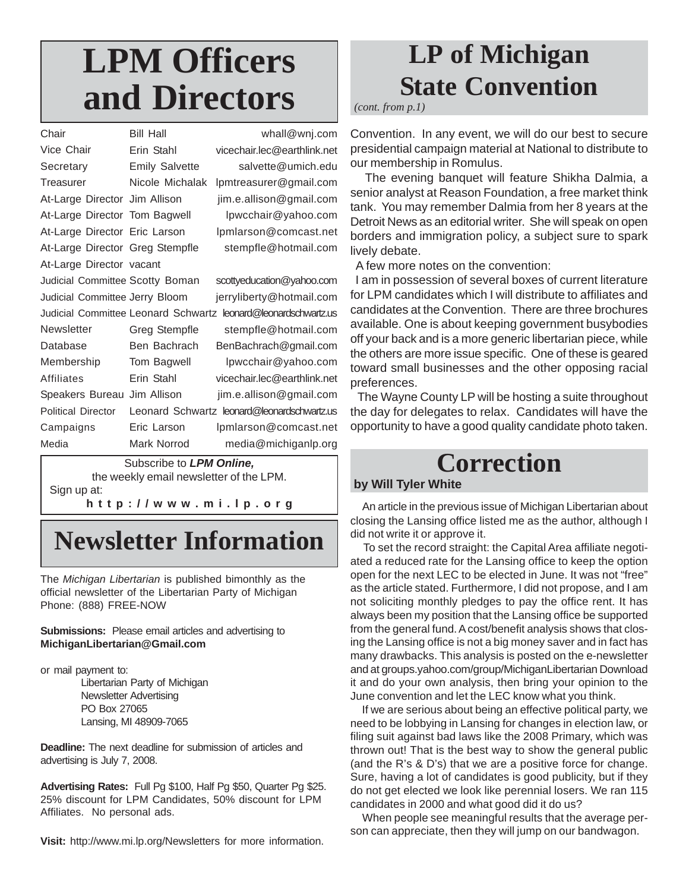# LPM Officers and Directors

| Position | Name | Email |
| --- | --- | --- |
| Chair | Bill Hall | whall@wnj.com |
| Vice Chair | Erin Stahl | vicechair.lec@earthlink.net |
| Secretary | Emily Salvette | salvette@umich.edu |
| Treasurer | Nicole Michalak | lpmtreasurer@gmail.com |
| At-Large Director | Jim Allison | jim.e.allison@gmail.com |
| At-Large Director | Tom Bagwell | lpwcchair@yahoo.com |
| At-Large Director | Eric Larson | lpmlarson@comcast.net |
| At-Large Director | Greg Stempfle | stempfle@hotmail.com |
| At-Large Director | vacant | |
| Judicial Committee | Scotty Boman | scottyeducation@yahoo.com |
| Judicial Committee | Jerry Bloom | jerryliberty@hotmail.com |
| Judicial Committee | Leonard Schwartz | leonard@leonardschwartz.us |
| Newsletter | Greg Stempfle | stempfle@hotmail.com |
| Database | Ben Bachrach | BenBachrach@gmail.com |
| Membership | Tom Bagwell | lpwcchair@yahoo.com |
| Affiliates | Erin Stahl | vicechair.lec@earthlink.net |
| Speakers Bureau | Jim Allison | jim.e.allison@gmail.com |
| Political Director | Leonard Schwartz | leonard@leonardschwartz.us |
| Campaigns | Eric Larson | lpmlarson@comcast.net |
| Media | Mark Norrod | media@michiganlp.org |

Subscribe to ***LPM Online,*** the weekly email newsletter of the LPM. Sign up at:

**http://www.mi.lp.org**

# Newsletter Information

The *Michigan Libertarian* is published bimonthly as the official newsletter of the Libertarian Party of Michigan Phone: (888) FREE-NOW

**Submissions:** Please email articles and advertising to **MichiganLibertarian@Gmail.com**

or mail payment to:

Libertarian Party of Michigan
Newsletter Advertising
PO Box 27065
Lansing, MI 48909-7065

**Deadline:** The next deadline for submission of articles and advertising is July 7, 2008.

**Advertising Rates:** Full Pg $100, Half Pg $50, Quarter Pg $25. 25% discount for LPM Candidates, 50% discount for LPM Affiliates. No personal ads.

**Visit:** http://www.mi.lp.org/Newsletters for more information.

# LP of Michigan State Convention

*(cont. from p.1)*

Convention. In any event, we will do our best to secure presidential campaign material at National to distribute to our membership in Romulus.

The evening banquet will feature Shikha Dalmia, a senior analyst at Reason Foundation, a free market think tank. You may remember Dalmia from her 8 years at the Detroit News as an editorial writer. She will speak on open borders and immigration policy, a subject sure to spark lively debate.

A few more notes on the convention:

I am in possession of several boxes of current literature for LPM candidates which I will distribute to affiliates and candidates at the Convention. There are three brochures available. One is about keeping government busybodies off your back and is a more generic libertarian piece, while the others are more issue specific. One of these is geared toward small businesses and the other opposing racial preferences.

The Wayne County LP will be hosting a suite throughout the day for delegates to relax. Candidates will have the opportunity to have a good quality candidate photo taken.

# Correction

**by Will Tyler White**

An article in the previous issue of Michigan Libertarian about closing the Lansing office listed me as the author, although I did not write it or approve it.

To set the record straight: the Capital Area affiliate negotiated a reduced rate for the Lansing office to keep the option open for the next LEC to be elected in June. It was not "free" as the article stated. Furthermore, I did not propose, and I am not soliciting monthly pledges to pay the office rent. It has always been my position that the Lansing office be supported from the general fund. A cost/benefit analysis shows that closing the Lansing office is not a big money saver and in fact has many drawbacks. This analysis is posted on the e-newsletter and at groups.yahoo.com/group/MichiganLibertarian Download it and do your own analysis, then bring your opinion to the June convention and let the LEC know what you think.

If we are serious about being an effective political party, we need to be lobbying in Lansing for changes in election law, or filing suit against bad laws like the 2008 Primary, which was thrown out! That is the best way to show the general public (and the R's & D's) that we are a positive force for change. Sure, having a lot of candidates is good publicity, but if they do not get elected we look like perennial losers. We ran 115 candidates in 2000 and what good did it do us?

When people see meaningful results that the average person can appreciate, then they will jump on our bandwagon.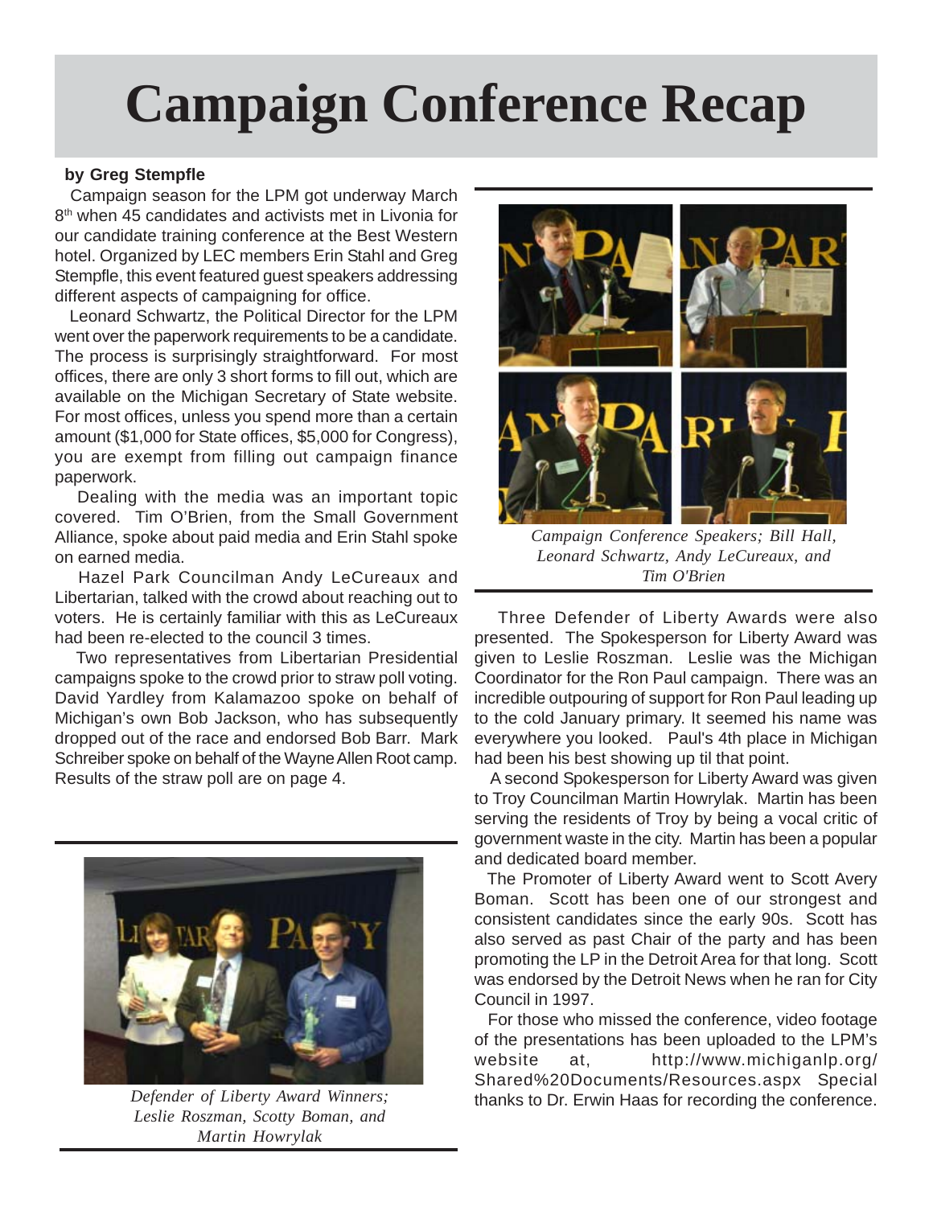# Campaign Conference Recap

**by Greg Stempfle**

Campaign season for the LPM got underway March 8th when 45 candidates and activists met in Livonia for our candidate training conference at the Best Western hotel. Organized by LEC members Erin Stahl and Greg Stempfle, this event featured guest speakers addressing different aspects of campaigning for office.

Leonard Schwartz, the Political Director for the LPM went over the paperwork requirements to be a candidate. The process is surprisingly straightforward. For most offices, there are only 3 short forms to fill out, which are available on the Michigan Secretary of State website. For most offices, unless you spend more than a certain amount ($1,000 for State offices, $5,000 for Congress), you are exempt from filling out campaign finance paperwork.

Dealing with the media was an important topic covered. Tim O'Brien, from the Small Government Alliance, spoke about paid media and Erin Stahl spoke on earned media.

Hazel Park Councilman Andy LeCureaux and Libertarian, talked with the crowd about reaching out to voters. He is certainly familiar with this as LeCureaux had been re-elected to the council 3 times.

Two representatives from Libertarian Presidential campaigns spoke to the crowd prior to straw poll voting. David Yardley from Kalamazoo spoke on behalf of Michigan's own Bob Jackson, who has subsequently dropped out of the race and endorsed Bob Barr. Mark Schreiber spoke on behalf of the Wayne Allen Root camp. Results of the straw poll are on page 4.

*Defender of Liberty Award Winners; Leslie Roszman, Scotty Boman, and Martin Howrylak*

*Campaign Conference Speakers; Bill Hall, Leonard Schwartz, Andy LeCureaux, and Tim O'Brien*

Three Defender of Liberty Awards were also presented. The Spokesperson for Liberty Award was given to Leslie Roszman. Leslie was the Michigan Coordinator for the Ron Paul campaign. There was an incredible outpouring of support for Ron Paul leading up to the cold January primary. It seemed his name was everywhere you looked. Paul's 4th place in Michigan had been his best showing up til that point.

A second Spokesperson for Liberty Award was given to Troy Councilman Martin Howrylak. Martin has been serving the residents of Troy by being a vocal critic of government waste in the city. Martin has been a popular and dedicated board member.

The Promoter of Liberty Award went to Scott Avery Boman. Scott has been one of our strongest and consistent candidates since the early 90s. Scott has also served as past Chair of the party and has been promoting the LP in the Detroit Area for that long. Scott was endorsed by the Detroit News when he ran for City Council in 1997.

For those who missed the conference, video footage of the presentations has been uploaded to the LPM's website at, http://www.michiganlp.org/Shared%20Documents/Resources.aspx Special thanks to Dr. Erwin Haas for recording the conference.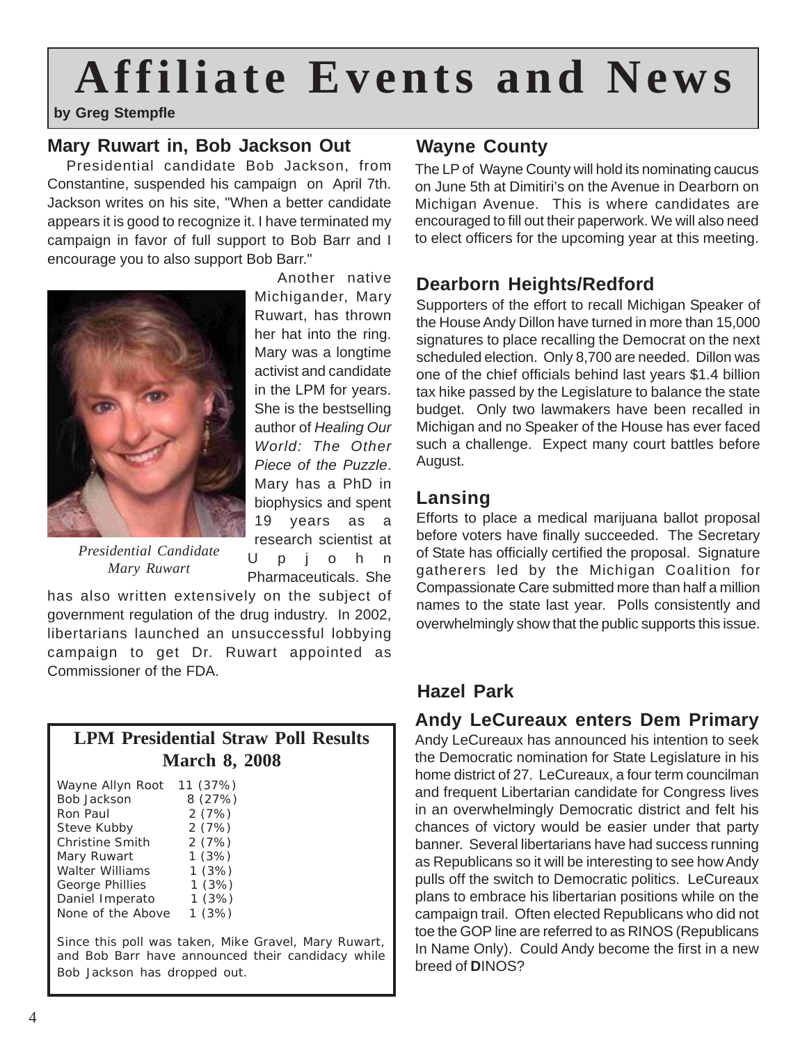# Affiliate Events and News

**by Greg Stempfle**

## Mary Ruwart in, Bob Jackson Out

Presidential candidate Bob Jackson, from Constantine, suspended his campaign on April 7th. Jackson writes on his site, "When a better candidate appears it is good to recognize it. I have terminated my campaign in favor of full support to Bob Barr and I encourage you to also support Bob Barr."

Another native Michigander, Mary Ruwart, has thrown her hat into the ring. Mary was a longtime activist and candidate in the LPM for years. She is the bestselling author of *Healing Our World: The Other Piece of the Puzzle*. Mary has a PhD in biophysics and spent 19 years as a research scientist at Upjohn Pharmaceuticals. She has also written extensively on the subject of government regulation of the drug industry. In 2002, libertarians launched an unsuccessful lobbying campaign to get Dr. Ruwart appointed as Commissioner of the FDA.

*Presidential Candidate Mary Ruwart*

### LPM Presidential Straw Poll Results March 8, 2008

| Candidate | Votes |
|---|---|
| Wayne Allyn Root | 11 (37%) |
| Bob Jackson | 8 (27%) |
| Ron Paul | 2 (7%) |
| Steve Kubby | 2 (7%) |
| Christine Smith | 2 (7%) |
| Mary Ruwart | 1 (3%) |
| Walter Williams | 1 (3%) |
| George Phillies | 1 (3%) |
| Daniel Imperato | 1 (3%) |
| None of the Above | 1 (3%) |

Since this poll was taken, Mike Gravel, Mary Ruwart, and Bob Barr have announced their candidacy while Bob Jackson has dropped out.

## Wayne County

The LP of Wayne County will hold its nominating caucus on June 5th at Dimitiri's on the Avenue in Dearborn on Michigan Avenue. This is where candidates are encouraged to fill out their paperwork. We will also need to elect officers for the upcoming year at this meeting.

## Dearborn Heights/Redford

Supporters of the effort to recall Michigan Speaker of the House Andy Dillon have turned in more than 15,000 signatures to place recalling the Democrat on the next scheduled election. Only 8,700 are needed. Dillon was one of the chief officials behind last years $1.4 billion tax hike passed by the Legislature to balance the state budget. Only two lawmakers have been recalled in Michigan and no Speaker of the House has ever faced such a challenge. Expect many court battles before August.

## Lansing

Efforts to place a medical marijuana ballot proposal before voters have finally succeeded. The Secretary of State has officially certified the proposal. Signature gatherers led by the Michigan Coalition for Compassionate Care submitted more than half a million names to the state last year. Polls consistently and overwhelmingly show that the public supports this issue.

## Hazel Park

### Andy LeCureaux enters Dem Primary

Andy LeCureaux has announced his intention to seek the Democratic nomination for State Legislature in his home district of 27. LeCureaux, a four term councilman and frequent Libertarian candidate for Congress lives in an overwhelmingly Democratic district and felt his chances of victory would be easier under that party banner. Several libertarians have had success running as Republicans so it will be interesting to see how Andy pulls off the switch to Democratic politics. LeCureaux plans to embrace his libertarian positions while on the campaign trail. Often elected Republicans who did not toe the GOP line are referred to as RINOS (Republicans In Name Only). Could Andy become the first in a new breed of **D**INOS?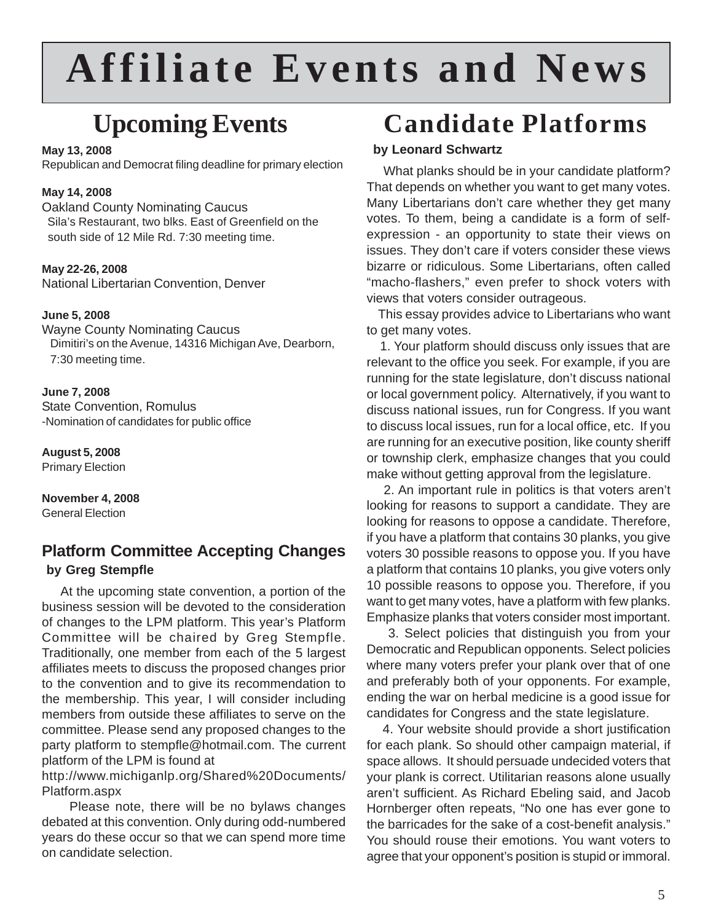# Affiliate Events and News

## Upcoming Events

**May 13, 2008**
Republican and Democrat filing deadline for primary election

**May 14, 2008**
Oakland County Nominating Caucus
Sila's Restaurant, two blks. East of Greenfield on the south side of 12 Mile Rd. 7:30 meeting time.

**May 22-26, 2008**
National Libertarian Convention, Denver

**June 5, 2008**
Wayne County Nominating Caucus
Dimitiri's on the Avenue, 14316 Michigan Ave, Dearborn, 7:30 meeting time.

**June 7, 2008**
State Convention, Romulus
-Nomination of candidates for public office

**August 5, 2008**
Primary Election

**November 4, 2008**
General Election

### Platform Committee Accepting Changes

**by Greg Stempfle**

At the upcoming state convention, a portion of the business session will be devoted to the consideration of changes to the LPM platform. This year's Platform Committee will be chaired by Greg Stempfle. Traditionally, one member from each of the 5 largest affiliates meets to discuss the proposed changes prior to the convention and to give its recommendation to the membership. This year, I will consider including members from outside these affiliates to serve on the committee. Please send any proposed changes to the party platform to stempfle@hotmail.com. The current platform of the LPM is found at
http://www.michiganlp.org/Shared%20Documents/Platform.aspx

Please note, there will be no bylaws changes debated at this convention. Only during odd-numbered years do these occur so that we can spend more time on candidate selection.

## Candidate Platforms

**by Leonard Schwartz**

What planks should be in your candidate platform? That depends on whether you want to get many votes. Many Libertarians don't care whether they get many votes. To them, being a candidate is a form of self-expression - an opportunity to state their views on issues. They don't care if voters consider these views bizarre or ridiculous. Some Libertarians, often called "macho-flashers," even prefer to shock voters with views that voters consider outrageous.

This essay provides advice to Libertarians who want to get many votes.

1. Your platform should discuss only issues that are relevant to the office you seek. For example, if you are running for the state legislature, don't discuss national or local government policy. Alternatively, if you want to discuss national issues, run for Congress. If you want to discuss local issues, run for a local office, etc. If you are running for an executive position, like county sheriff or township clerk, emphasize changes that you could make without getting approval from the legislature.

2. An important rule in politics is that voters aren't looking for reasons to support a candidate. They are looking for reasons to oppose a candidate. Therefore, if you have a platform that contains 30 planks, you give voters 30 possible reasons to oppose you. If you have a platform that contains 10 planks, you give voters only 10 possible reasons to oppose you. Therefore, if you want to get many votes, have a platform with few planks. Emphasize planks that voters consider most important.

3. Select policies that distinguish you from your Democratic and Republican opponents. Select policies where many voters prefer your plank over that of one and preferably both of your opponents. For example, ending the war on herbal medicine is a good issue for candidates for Congress and the state legislature.

4. Your website should provide a short justification for each plank. So should other campaign material, if space allows. It should persuade undecided voters that your plank is correct. Utilitarian reasons alone usually aren't sufficient. As Richard Ebeling said, and Jacob Hornberger often repeats, "No one has ever gone to the barricades for the sake of a cost-benefit analysis." You should rouse their emotions. You want voters to agree that your opponent's position is stupid or immoral.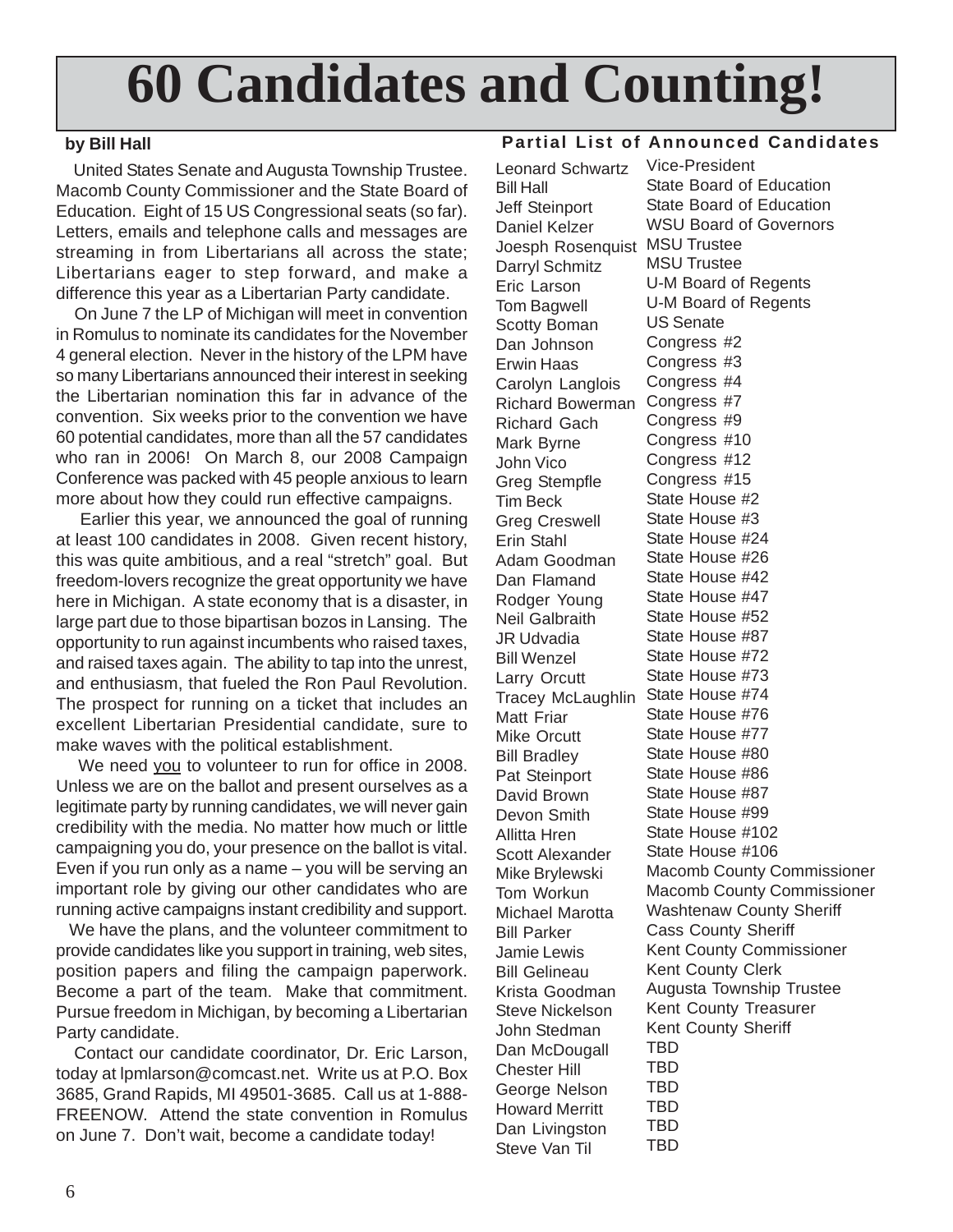# 60 Candidates and Counting!

**by Bill Hall**

United States Senate and Augusta Township Trustee. Macomb County Commissioner and the State Board of Education. Eight of 15 US Congressional seats (so far). Letters, emails and telephone calls and messages are streaming in from Libertarians all across the state; Libertarians eager to step forward, and make a difference this year as a Libertarian Party candidate.

On June 7 the LP of Michigan will meet in convention in Romulus to nominate its candidates for the November 4 general election. Never in the history of the LPM have so many Libertarians announced their interest in seeking the Libertarian nomination this far in advance of the convention. Six weeks prior to the convention we have 60 potential candidates, more than all the 57 candidates who ran in 2006! On March 8, our 2008 Campaign Conference was packed with 45 people anxious to learn more about how they could run effective campaigns.

Earlier this year, we announced the goal of running at least 100 candidates in 2008. Given recent history, this was quite ambitious, and a real "stretch" goal. But freedom-lovers recognize the great opportunity we have here in Michigan. A state economy that is a disaster, in large part due to those bipartisan bozos in Lansing. The opportunity to run against incumbents who raised taxes, and raised taxes again. The ability to tap into the unrest, and enthusiasm, that fueled the Ron Paul Revolution. The prospect for running on a ticket that includes an excellent Libertarian Presidential candidate, sure to make waves with the political establishment.

We need <u>you</u> to volunteer to run for office in 2008. Unless we are on the ballot and present ourselves as a legitimate party by running candidates, we will never gain credibility with the media. No matter how much or little campaigning you do, your presence on the ballot is vital. Even if you run only as a name – you will be serving an important role by giving our other candidates who are running active campaigns instant credibility and support.

We have the plans, and the volunteer commitment to provide candidates like you support in training, web sites, position papers and filing the campaign paperwork. Become a part of the team. Make that commitment. Pursue freedom in Michigan, by becoming a Libertarian Party candidate.

Contact our candidate coordinator, Dr. Eric Larson, today at lpmlarson@comcast.net. Write us at P.O. Box 3685, Grand Rapids, MI 49501-3685. Call us at 1-888-FREENOW. Attend the state convention in Romulus on June 7. Don't wait, become a candidate today!

**Partial List of Announced Candidates**

| Candidate | Office |
|---|---|
| Leonard Schwartz | Vice-President |
| Bill Hall | State Board of Education |
| Jeff Steinport | State Board of Education |
| Daniel Kelzer | WSU Board of Governors |
| Joesph Rosenquist | MSU Trustee |
| Darryl Schmitz | MSU Trustee |
| Eric Larson | U-M Board of Regents |
| Tom Bagwell | U-M Board of Regents |
| Scotty Boman | US Senate |
| Dan Johnson | Congress #2 |
| Erwin Haas | Congress #3 |
| Carolyn Langlois | Congress #4 |
| Richard Bowerman | Congress #7 |
| Richard Gach | Congress #9 |
| Mark Byrne | Congress #10 |
| John Vico | Congress #12 |
| Greg Stempfle | Congress #15 |
| Tim Beck | State House #2 |
| Greg Creswell | State House #3 |
| Erin Stahl | State House #24 |
| Adam Goodman | State House #26 |
| Dan Flamand | State House #42 |
| Rodger Young | State House #47 |
| Neil Galbraith | State House #52 |
| JR Udvadia | State House #87 |
| Bill Wenzel | State House #72 |
| Larry Orcutt | State House #73 |
| Tracey McLaughlin | State House #74 |
| Matt Friar | State House #76 |
| Mike Orcutt | State House #77 |
| Bill Bradley | State House #80 |
| Pat Steinport | State House #86 |
| David Brown | State House #87 |
| Devon Smith | State House #99 |
| Allitta Hren | State House #102 |
| Scott Alexander | State House #106 |
| Mike Brylewski | Macomb County Commissioner |
| Tom Workun | Macomb County Commissioner |
| Michael Marotta | Washtenaw County Sheriff |
| Bill Parker | Cass County Sheriff |
| Jamie Lewis | Kent County Commissioner |
| Bill Gelineau | Kent County Clerk |
| Krista Goodman | Augusta Township Trustee |
| Steve Nickelson | Kent County Treasurer |
| John Stedman | Kent County Sheriff |
| Dan McDougall | TBD |
| Chester Hill | TBD |
| George Nelson | TBD |
| Howard Merritt | TBD |
| Dan Livingston | TBD |
| Steve Van Til | TBD |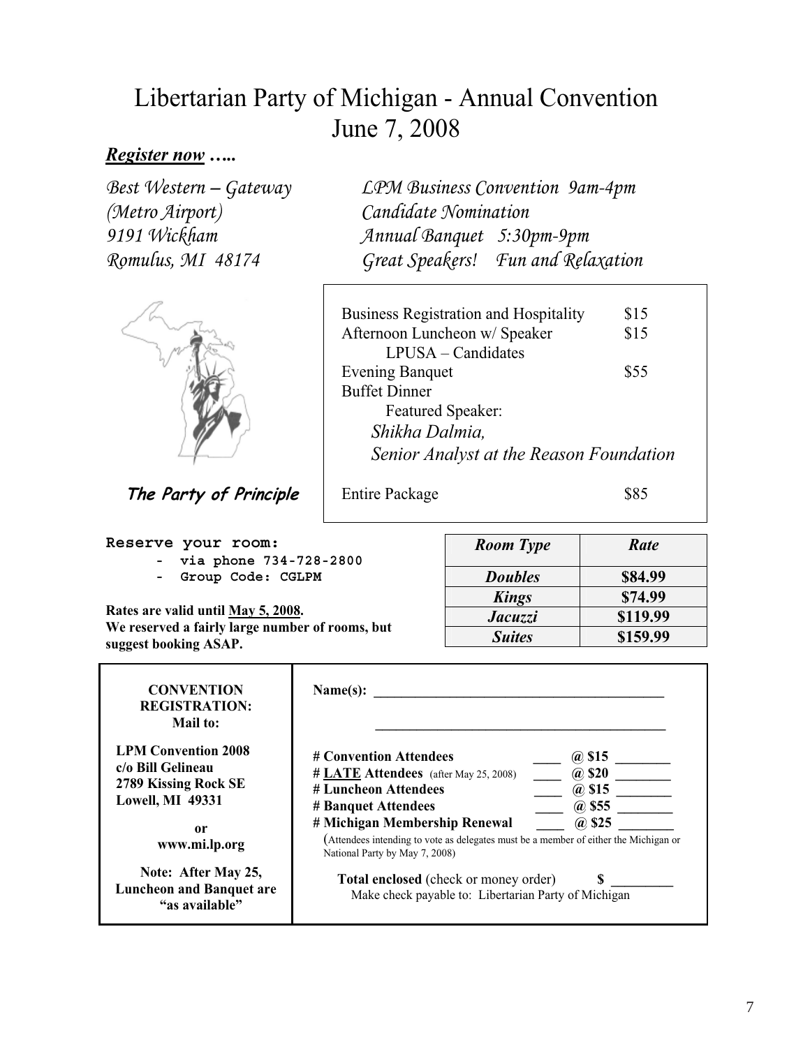# Libertarian Party of Michigan - Annual Convention
# June 7, 2008

***Register now …..***

*Best Western – Gateway*
*(Metro Airport)*
*9191 Wickham*
*Romulus, MI 48174*

*LPM Business Convention 9am-4pm*
*Candidate Nomination*
*Annual Banquet 5:30pm-9pm*
*Great Speakers! Fun and Relaxation*

***The Party of Principle***

| | |
|---|---|
| Business Registration and Hospitality | $15 |
| Afternoon Luncheon w/ Speaker<br>LPUSA – Candidates | $15 |
| Evening Banquet<br>Buffet Dinner<br>Featured Speaker:<br>*Shikha Dalmia,*<br>*Senior Analyst at the Reason Foundation* | $55 |
| Entire Package | $85 |

**Reserve your room:**

- **via phone 734-728-2800**
- **Group Code: CGLPM**

**Rates are valid until May 5, 2008.**
**We reserved a fairly large number of rooms, but suggest booking ASAP.**

| *Room Type* | *Rate* |
|---|---|
| ***Doubles*** | **$84.99** |
| ***Kings*** | **$74.99** |
| ***Jacuzzi*** | **$119.99** |
| ***Suites*** | **$159.99** |

**CONVENTION REGISTRATION:**
**Mail to:**

**LPM Convention 2008**
**c/o Bill Gelineau**
**2789 Kissing Rock SE**
**Lowell, MI 49331**

**or**
**www.mi.lp.org**

**Note: After May 25, Luncheon and Banquet are "as available"**

**Name(s):** ________________________________________

________________________________________

**# Convention Attendees** ____ **@ $15** ________
**# LATE Attendees** (after May 25, 2008) ____ **@ $20** ________
**# Luncheon Attendees** ____ **@ $15** ________
**# Banquet Attendees** ____ **@ $55** ________
**# Michigan Membership Renewal** ____ **@ $25** ________

(Attendees intending to vote as delegates must be a member of either the Michigan or National Party by May 7, 2008)

**Total enclosed** (check or money order) **$** ________
Make check payable to: Libertarian Party of Michigan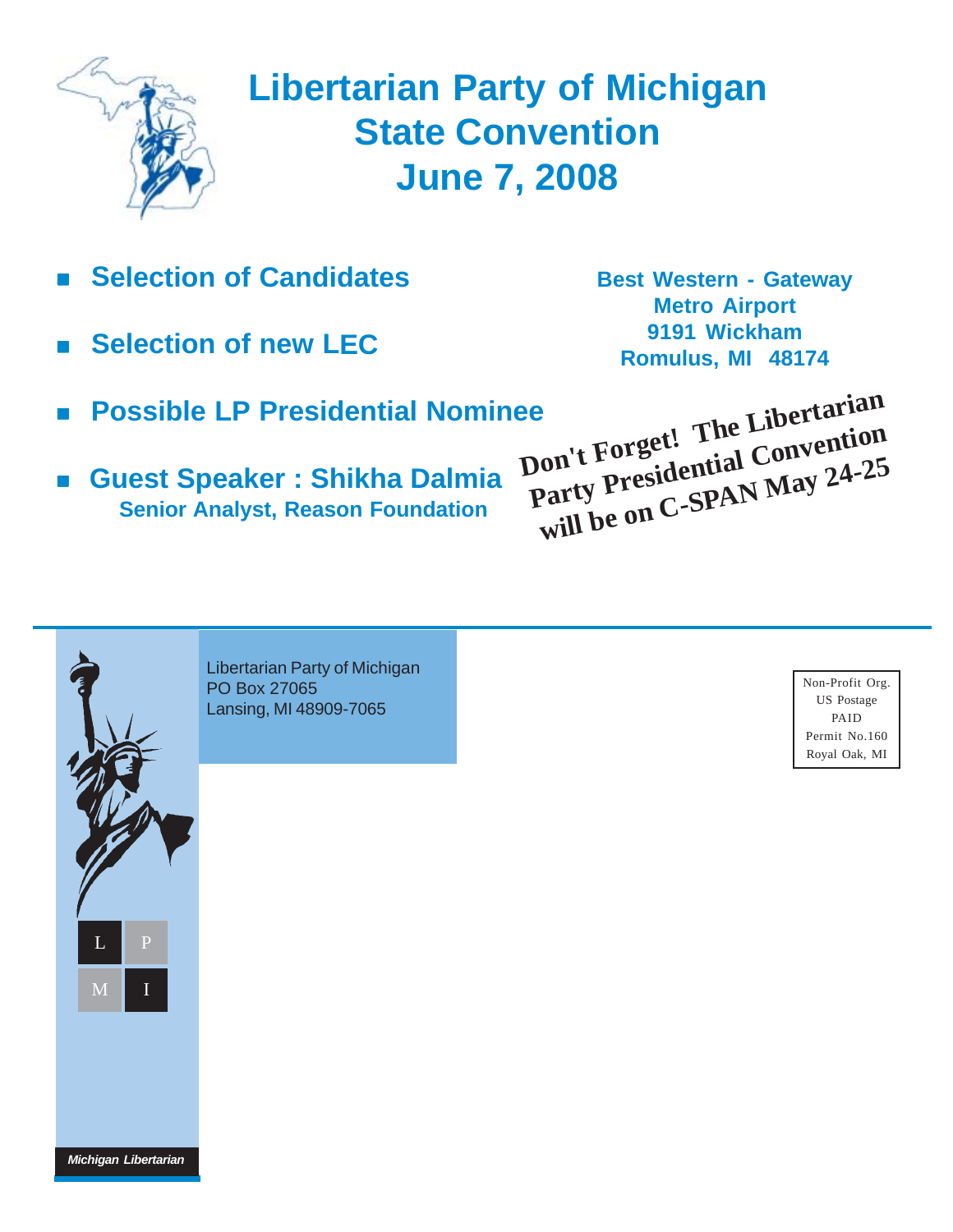# Libertarian Party of Michigan State Convention June 7, 2008

- **Selection of Candidates**
- **Selection of new LEC**
- **Possible LP Presidential Nominee**
- **Guest Speaker : Shikha Dalmia**
  **Senior Analyst, Reason Foundation**

**Best Western - Gateway**
**Metro Airport**
**9191 Wickham**
**Romulus, MI 48174**

**Don't Forget! The Libertarian Party Presidential Convention will be on C-SPAN May 24-25**

Libertarian Party of Michigan
PO Box 27065
Lansing, MI 48909-7065

Non-Profit Org.
US Postage
PAID
Permit No.160
Royal Oak, MI

L P
M I

*Michigan Libertarian*